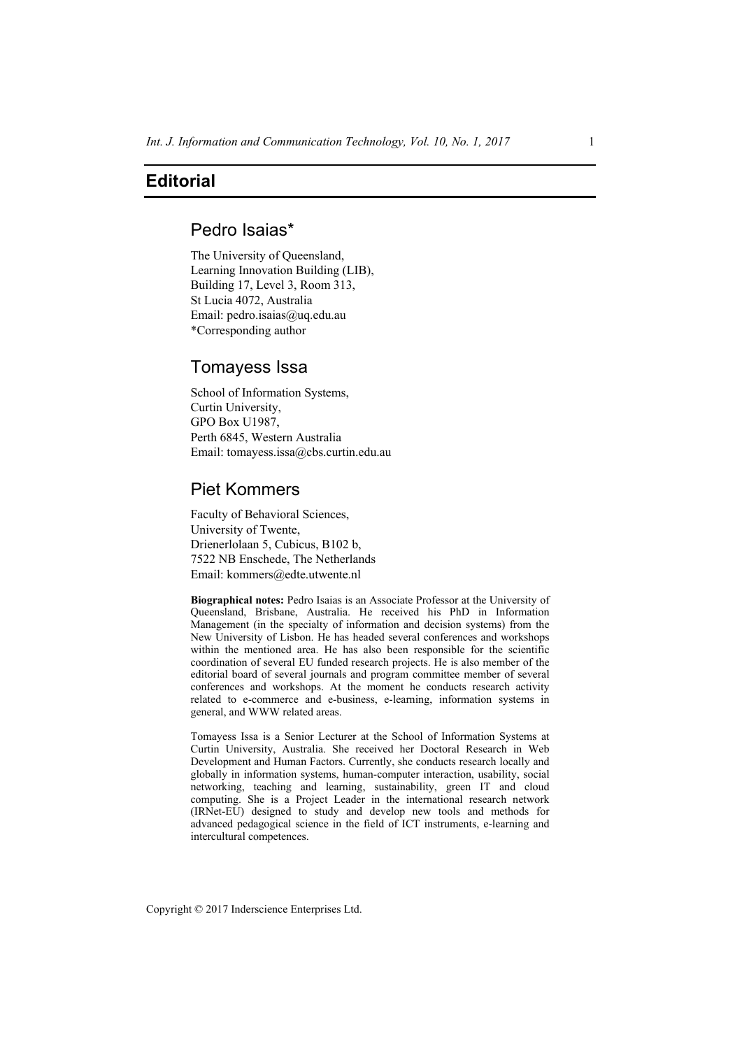# Editorial

## Pedro Isaias*

The University of Queensland,
Learning Innovation Building (LIB),
Building 17, Level 3, Room 313,
St Lucia 4072, Australia
Email: pedro.isaias@uq.edu.au
*Corresponding author

## Tomayess Issa

School of Information Systems,
Curtin University,
GPO Box U1987,
Perth 6845, Western Australia
Email: tomayess.issa@cbs.curtin.edu.au

## Piet Kommers

Faculty of Behavioral Sciences,
University of Twente,
Drienerlolaan 5, Cubicus, B102 b,
7522 NB Enschede, The Netherlands
Email: kommers@edte.utwente.nl

**Biographical notes:** Pedro Isaias is an Associate Professor at the University of Queensland, Brisbane, Australia. He received his PhD in Information Management (in the specialty of information and decision systems) from the New University of Lisbon. He has headed several conferences and workshops within the mentioned area. He has also been responsible for the scientific coordination of several EU funded research projects. He is also member of the editorial board of several journals and program committee member of several conferences and workshops. At the moment he conducts research activity related to e-commerce and e-business, e-learning, information systems in general, and WWW related areas.

Tomayess Issa is a Senior Lecturer at the School of Information Systems at Curtin University, Australia. She received her Doctoral Research in Web Development and Human Factors. Currently, she conducts research locally and globally in information systems, human-computer interaction, usability, social networking, teaching and learning, sustainability, green IT and cloud computing. She is a Project Leader in the international research network (IRNet-EU) designed to study and develop new tools and methods for advanced pedagogical science in the field of ICT instruments, e-learning and intercultural competences.

Copyright © 2017 Inderscience Enterprises Ltd.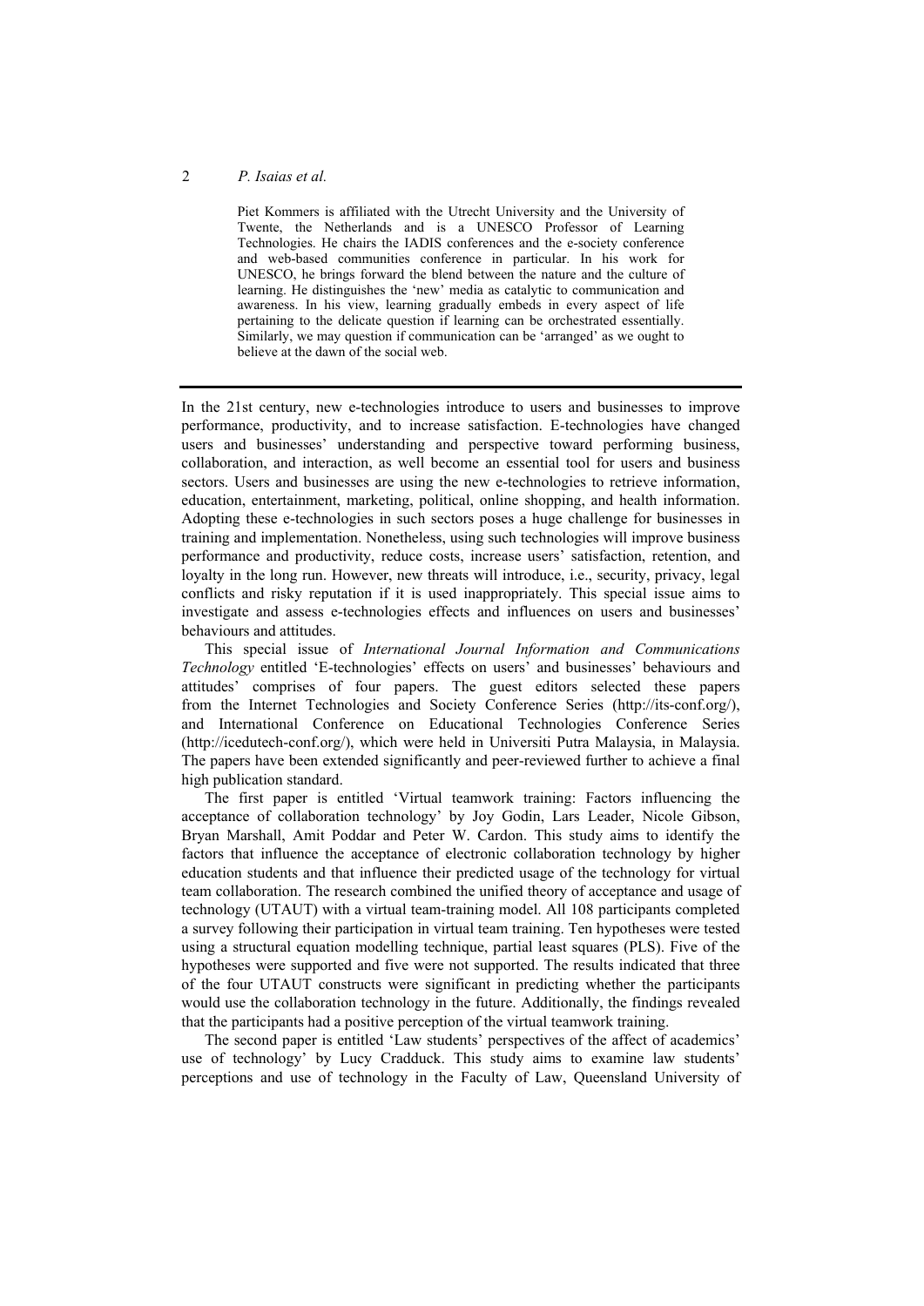Piet Kommers is affiliated with the Utrecht University and the University of Twente, the Netherlands and is a UNESCO Professor of Learning Technologies. He chairs the IADIS conferences and the e-society conference and web-based communities conference in particular. In his work for UNESCO, he brings forward the blend between the nature and the culture of learning. He distinguishes the 'new' media as catalytic to communication and awareness. In his view, learning gradually embeds in every aspect of life pertaining to the delicate question if learning can be orchestrated essentially. Similarly, we may question if communication can be 'arranged' as we ought to believe at the dawn of the social web.

---

In the 21st century, new e-technologies introduce to users and businesses to improve performance, productivity, and to increase satisfaction. E-technologies have changed users and businesses' understanding and perspective toward performing business, collaboration, and interaction, as well become an essential tool for users and business sectors. Users and businesses are using the new e-technologies to retrieve information, education, entertainment, marketing, political, online shopping, and health information. Adopting these e-technologies in such sectors poses a huge challenge for businesses in training and implementation. Nonetheless, using such technologies will improve business performance and productivity, reduce costs, increase users' satisfaction, retention, and loyalty in the long run. However, new threats will introduce, i.e., security, privacy, legal conflicts and risky reputation if it is used inappropriately. This special issue aims to investigate and assess e-technologies effects and influences on users and businesses' behaviours and attitudes.

This special issue of *International Journal Information and Communications Technology* entitled 'E-technologies' effects on users' and businesses' behaviours and attitudes' comprises of four papers. The guest editors selected these papers from the Internet Technologies and Society Conference Series (http://its-conf.org/), and International Conference on Educational Technologies Conference Series (http://icedutech-conf.org/), which were held in Universiti Putra Malaysia, in Malaysia. The papers have been extended significantly and peer-reviewed further to achieve a final high publication standard.

The first paper is entitled 'Virtual teamwork training: Factors influencing the acceptance of collaboration technology' by Joy Godin, Lars Leader, Nicole Gibson, Bryan Marshall, Amit Poddar and Peter W. Cardon. This study aims to identify the factors that influence the acceptance of electronic collaboration technology by higher education students and that influence their predicted usage of the technology for virtual team collaboration. The research combined the unified theory of acceptance and usage of technology (UTAUT) with a virtual team-training model. All 108 participants completed a survey following their participation in virtual team training. Ten hypotheses were tested using a structural equation modelling technique, partial least squares (PLS). Five of the hypotheses were supported and five were not supported. The results indicated that three of the four UTAUT constructs were significant in predicting whether the participants would use the collaboration technology in the future. Additionally, the findings revealed that the participants had a positive perception of the virtual teamwork training.

The second paper is entitled 'Law students' perspectives of the affect of academics' use of technology' by Lucy Cradduck. This study aims to examine law students' perceptions and use of technology in the Faculty of Law, Queensland University of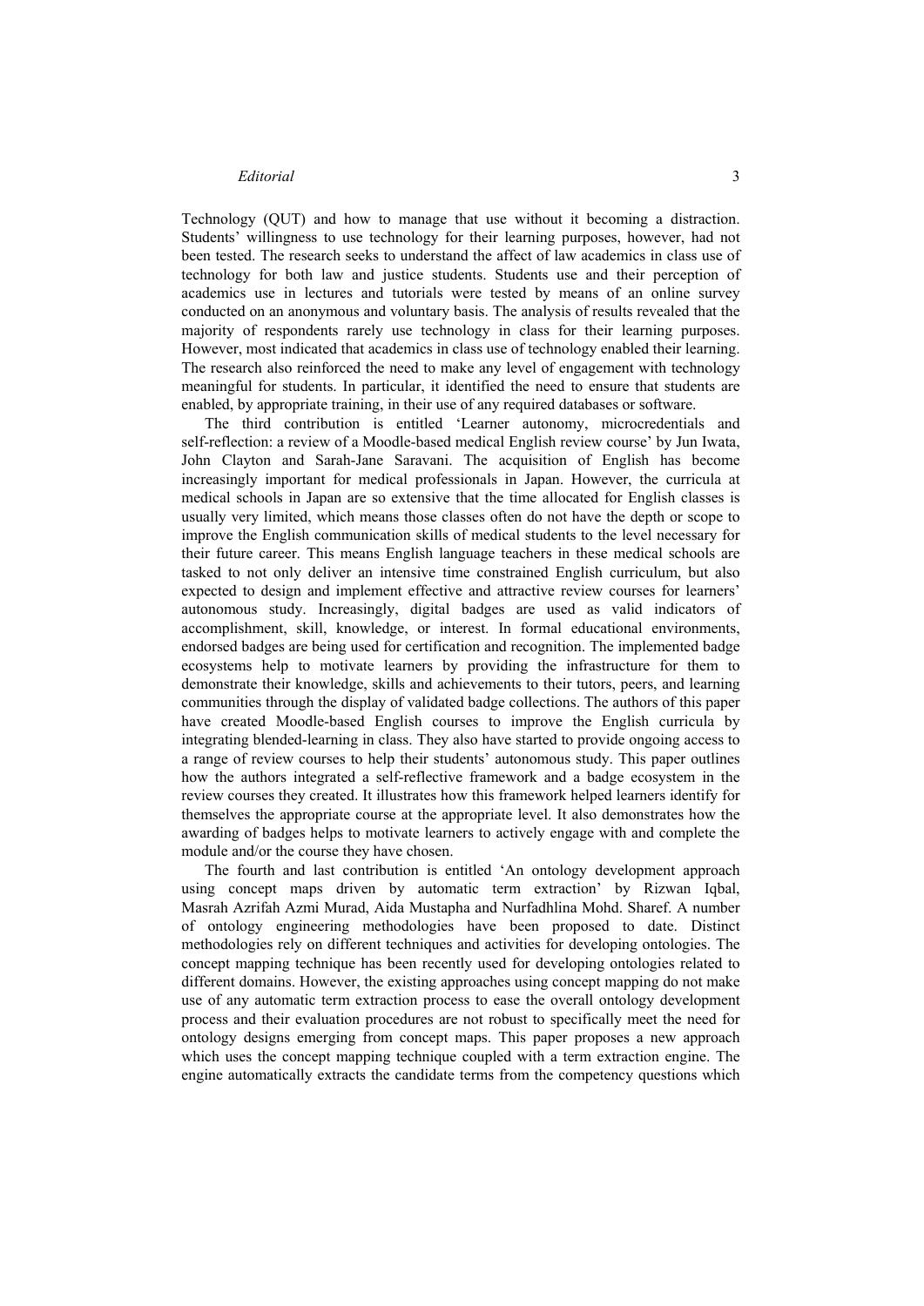Technology (QUT) and how to manage that use without it becoming a distraction. Students' willingness to use technology for their learning purposes, however, had not been tested. The research seeks to understand the affect of law academics in class use of technology for both law and justice students. Students use and their perception of academics use in lectures and tutorials were tested by means of an online survey conducted on an anonymous and voluntary basis. The analysis of results revealed that the majority of respondents rarely use technology in class for their learning purposes. However, most indicated that academics in class use of technology enabled their learning. The research also reinforced the need to make any level of engagement with technology meaningful for students. In particular, it identified the need to ensure that students are enabled, by appropriate training, in their use of any required databases or software.

The third contribution is entitled 'Learner autonomy, microcredentials and self-reflection: a review of a Moodle-based medical English review course' by Jun Iwata, John Clayton and Sarah-Jane Saravani. The acquisition of English has become increasingly important for medical professionals in Japan. However, the curricula at medical schools in Japan are so extensive that the time allocated for English classes is usually very limited, which means those classes often do not have the depth or scope to improve the English communication skills of medical students to the level necessary for their future career. This means English language teachers in these medical schools are tasked to not only deliver an intensive time constrained English curriculum, but also expected to design and implement effective and attractive review courses for learners' autonomous study. Increasingly, digital badges are used as valid indicators of accomplishment, skill, knowledge, or interest. In formal educational environments, endorsed badges are being used for certification and recognition. The implemented badge ecosystems help to motivate learners by providing the infrastructure for them to demonstrate their knowledge, skills and achievements to their tutors, peers, and learning communities through the display of validated badge collections. The authors of this paper have created Moodle-based English courses to improve the English curricula by integrating blended-learning in class. They also have started to provide ongoing access to a range of review courses to help their students' autonomous study. This paper outlines how the authors integrated a self-reflective framework and a badge ecosystem in the review courses they created. It illustrates how this framework helped learners identify for themselves the appropriate course at the appropriate level. It also demonstrates how the awarding of badges helps to motivate learners to actively engage with and complete the module and/or the course they have chosen.

The fourth and last contribution is entitled 'An ontology development approach using concept maps driven by automatic term extraction' by Rizwan Iqbal, Masrah Azrifah Azmi Murad, Aida Mustapha and Nurfadhlina Mohd. Sharef. A number of ontology engineering methodologies have been proposed to date. Distinct methodologies rely on different techniques and activities for developing ontologies. The concept mapping technique has been recently used for developing ontologies related to different domains. However, the existing approaches using concept mapping do not make use of any automatic term extraction process to ease the overall ontology development process and their evaluation procedures are not robust to specifically meet the need for ontology designs emerging from concept maps. This paper proposes a new approach which uses the concept mapping technique coupled with a term extraction engine. The engine automatically extracts the candidate terms from the competency questions which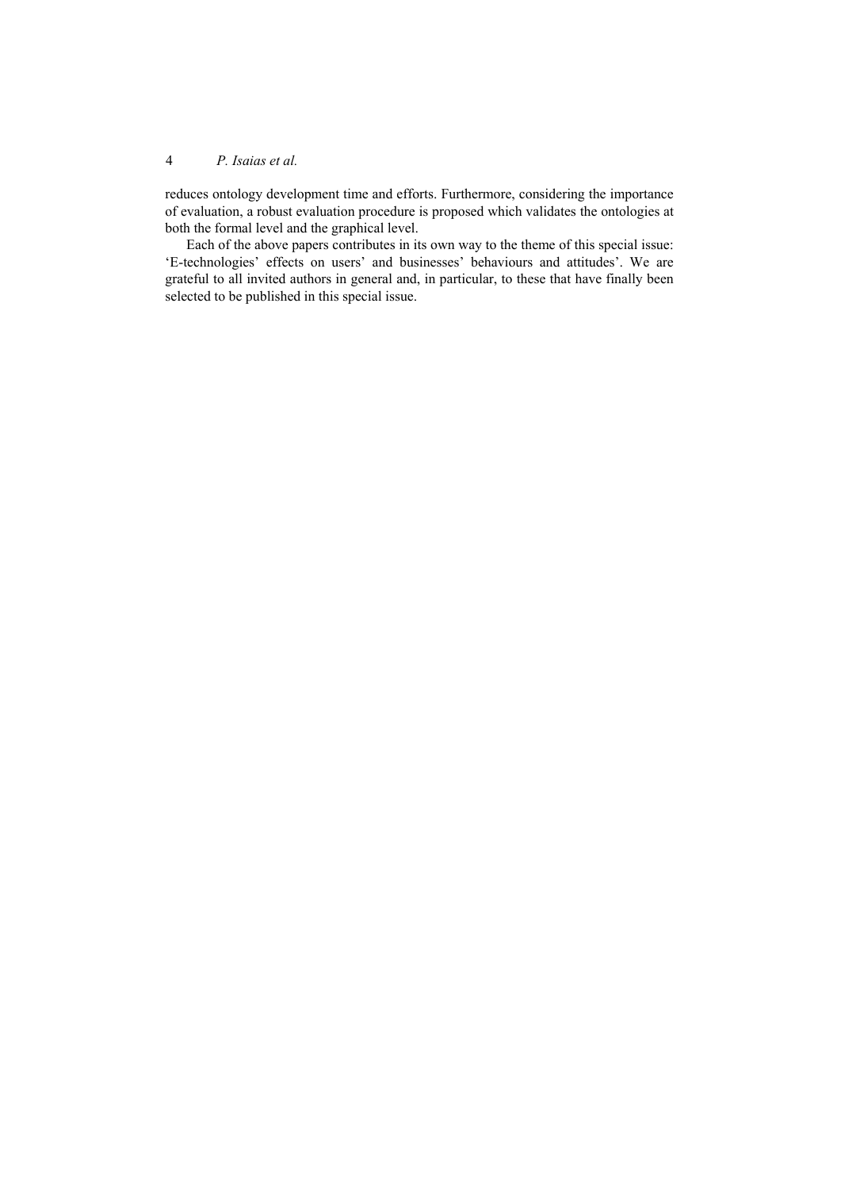reduces ontology development time and efforts. Furthermore, considering the importance of evaluation, a robust evaluation procedure is proposed which validates the ontologies at both the formal level and the graphical level.

Each of the above papers contributes in its own way to the theme of this special issue: 'E-technologies' effects on users' and businesses' behaviours and attitudes'. We are grateful to all invited authors in general and, in particular, to these that have finally been selected to be published in this special issue.